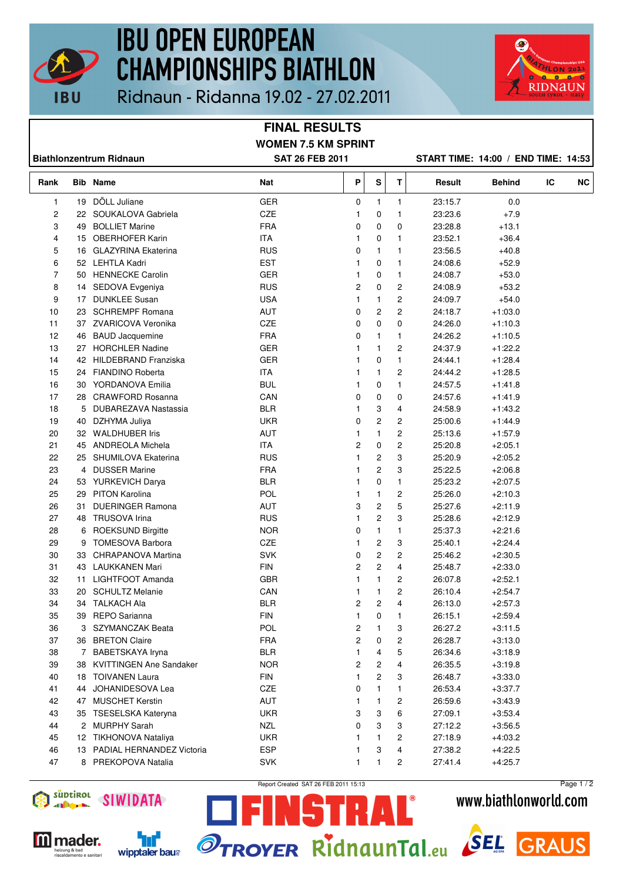# IBU OPEN EUROPEAN CHAMPIONSHIPS BIATHLON

Ridnaun - Ridanna 19.02 - 27.02.2011

## FINAL RESULTS

### WOMEN 7.5 KM SPRINT

**Biathlonzentrum Ridnaun** | **SAT 26 FEB 2011** | **START TIME: 14:00 / END TIME: 14:53**

| Rank | Bib | Name | Nat | P | S | T | Result | Behind | IC | NC |
|---|---|---|---|---|---|---|---|---|---|---|
| 1 | 19 | DÖLL Juliane | GER | 0 | 1 | 1 | 23:15.7 | 0.0 | | |
| 2 | 22 | SOUKALOVA Gabriela | CZE | 1 | 0 | 1 | 23:23.6 | +7.9 | | |
| 3 | 49 | BOLLIET Marine | FRA | 0 | 0 | 0 | 23:28.8 | +13.1 | | |
| 4 | 15 | OBERHOFER Karin | ITA | 1 | 0 | 1 | 23:52.1 | +36.4 | | |
| 5 | 16 | GLAZYRINA Ekaterina | RUS | 0 | 1 | 1 | 23:56.5 | +40.8 | | |
| 6 | 52 | LEHTLA Kadri | EST | 1 | 0 | 1 | 24:08.6 | +52.9 | | |
| 7 | 50 | HENNECKE Carolin | GER | 1 | 0 | 1 | 24:08.7 | +53.0 | | |
| 8 | 14 | SEDOVA Evgeniya | RUS | 2 | 0 | 2 | 24:08.9 | +53.2 | | |
| 9 | 17 | DUNKLEE Susan | USA | 1 | 1 | 2 | 24:09.7 | +54.0 | | |
| 10 | 23 | SCHREMPF Romana | AUT | 0 | 2 | 2 | 24:18.7 | +1:03.0 | | |
| 11 | 37 | ZVARICOVA Veronika | CZE | 0 | 0 | 0 | 24:26.0 | +1:10.3 | | |
| 12 | 46 | BAUD Jacquemine | FRA | 0 | 1 | 1 | 24:26.2 | +1:10.5 | | |
| 13 | 27 | HORCHLER Nadine | GER | 1 | 1 | 2 | 24:37.9 | +1:22.2 | | |
| 14 | 42 | HILDEBRAND Franziska | GER | 1 | 0 | 1 | 24:44.1 | +1:28.4 | | |
| 15 | 24 | FIANDINO Roberta | ITA | 1 | 1 | 2 | 24:44.2 | +1:28.5 | | |
| 16 | 30 | YORDANOVA Emilia | BUL | 1 | 0 | 1 | 24:57.5 | +1:41.8 | | |
| 17 | 28 | CRAWFORD Rosanna | CAN | 0 | 0 | 0 | 24:57.6 | +1:41.9 | | |
| 18 | 5 | DUBAREZAVA Nastassia | BLR | 1 | 3 | 4 | 24:58.9 | +1:43.2 | | |
| 19 | 40 | DZHYMA Juliya | UKR | 0 | 2 | 2 | 25:00.6 | +1:44.9 | | |
| 20 | 32 | WALDHUBER Iris | AUT | 1 | 1 | 2 | 25:13.6 | +1:57.9 | | |
| 21 | 45 | ANDREOLA Michela | ITA | 2 | 0 | 2 | 25:20.8 | +2:05.1 | | |
| 22 | 25 | SHUMILOVA Ekaterina | RUS | 1 | 2 | 3 | 25:20.9 | +2:05.2 | | |
| 23 | 4 | DUSSER Marine | FRA | 1 | 2 | 3 | 25:22.5 | +2:06.8 | | |
| 24 | 53 | YURKEVICH Darya | BLR | 1 | 0 | 1 | 25:23.2 | +2:07.5 | | |
| 25 | 29 | PITON Karolina | POL | 1 | 1 | 2 | 25:26.0 | +2:10.3 | | |
| 26 | 31 | DUERINGER Ramona | AUT | 3 | 2 | 5 | 25:27.6 | +2:11.9 | | |
| 27 | 48 | TRUSOVA Irina | RUS | 1 | 2 | 3 | 25:28.6 | +2:12.9 | | |
| 28 | 6 | ROEKSUND Birgitte | NOR | 0 | 1 | 1 | 25:37.3 | +2:21.6 | | |
| 29 | 9 | TOMESOVA Barbora | CZE | 1 | 2 | 3 | 25:40.1 | +2:24.4 | | |
| 30 | 33 | CHRAPANOVA Martina | SVK | 0 | 2 | 2 | 25:46.2 | +2:30.5 | | |
| 31 | 43 | LAUKKANEN Mari | FIN | 2 | 2 | 4 | 25:48.7 | +2:33.0 | | |
| 32 | 11 | LIGHTFOOT Amanda | GBR | 1 | 1 | 2 | 26:07.8 | +2:52.1 | | |
| 33 | 20 | SCHULTZ Melanie | CAN | 1 | 1 | 2 | 26:10.4 | +2:54.7 | | |
| 34 | 34 | TALKACH Ala | BLR | 2 | 2 | 4 | 26:13.0 | +2:57.3 | | |
| 35 | 39 | REPO Sarianna | FIN | 1 | 0 | 1 | 26:15.1 | +2:59.4 | | |
| 36 | 3 | SZYMANCZAK Beata | POL | 2 | 1 | 3 | 26:27.2 | +3:11.5 | | |
| 37 | 36 | BRETON Claire | FRA | 2 | 0 | 2 | 26:28.7 | +3:13.0 | | |
| 38 | 7 | BABETSKAYA Iryna | BLR | 1 | 4 | 5 | 26:34.6 | +3:18.9 | | |
| 39 | 38 | KVITTINGEN Ane Sandaker | NOR | 2 | 2 | 4 | 26:35.5 | +3:19.8 | | |
| 40 | 18 | TOIVANEN Laura | FIN | 1 | 2 | 3 | 26:48.7 | +3:33.0 | | |
| 41 | 44 | JOHANIDESOVA Lea | CZE | 0 | 1 | 1 | 26:53.4 | +3:37.7 | | |
| 42 | 47 | MUSCHET Kerstin | AUT | 1 | 1 | 2 | 26:59.6 | +3:43.9 | | |
| 43 | 35 | TSESELSKA Kateryna | UKR | 3 | 3 | 6 | 27:09.1 | +3:53.4 | | |
| 44 | 2 | MURPHY Sarah | NZL | 0 | 3 | 3 | 27:12.2 | +3:56.5 | | |
| 45 | 12 | TIKHONOVA Nataliya | UKR | 1 | 1 | 2 | 27:18.9 | +4:03.2 | | |
| 46 | 13 | PADIAL HERNANDEZ Victoria | ESP | 1 | 3 | 4 | 27:38.2 | +4:22.5 | | |
| 47 | 8 | PREKOPOVA Natalia | SVK | 1 | 1 | 2 | 27:41.4 | +4:25.7 | | |

Report Created SAT 26 FEB 2011 15:13

www.biathlonworld.com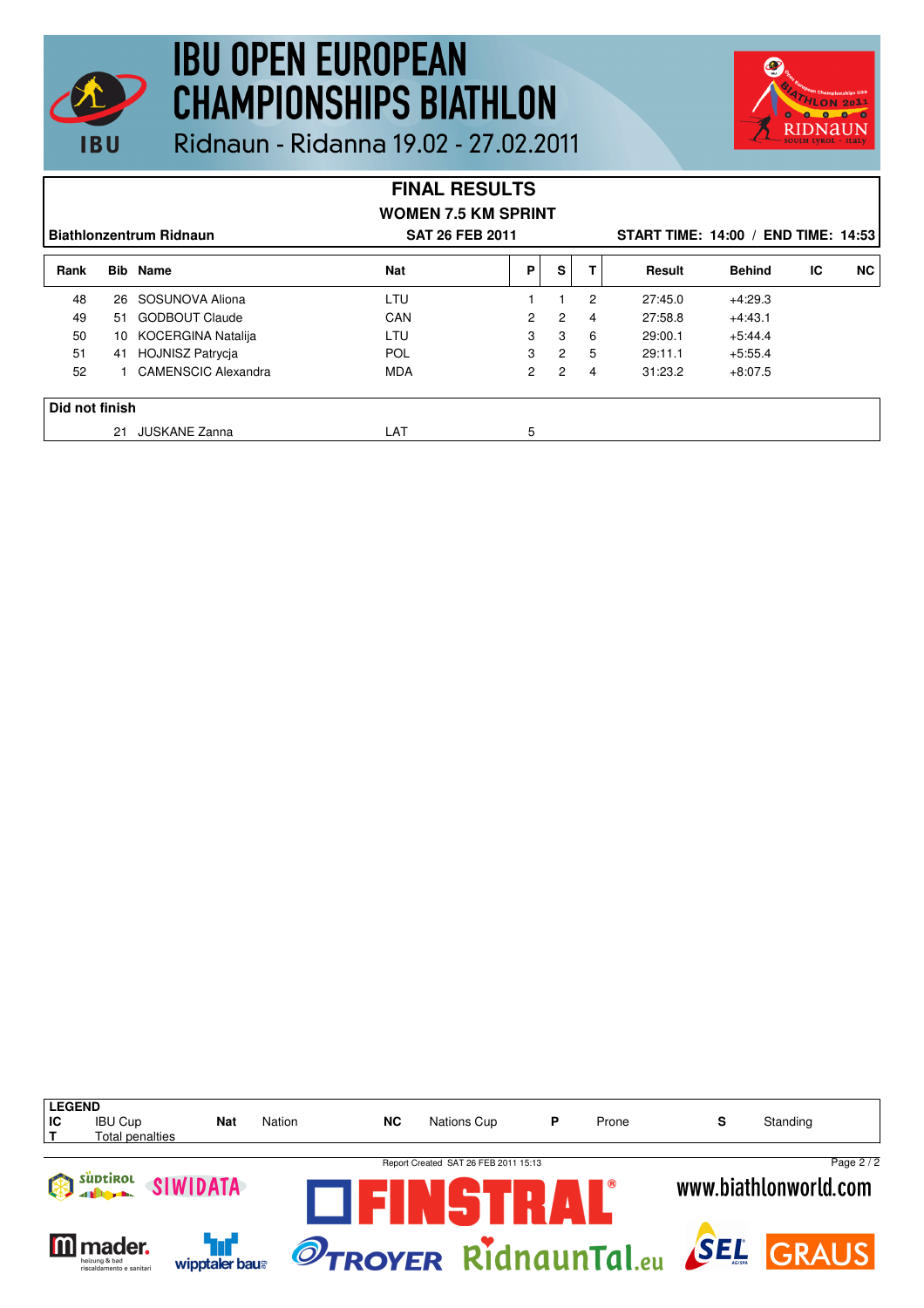# IBU OPEN EUROPEAN CHAMPIONSHIPS BIATHLON

Ridnaun - Ridanna 19.02 - 27.02.2011

## FINAL RESULTS

### WOMEN 7.5 KM SPRINT

**Biathlonzentrum Ridnaun** — **SAT 26 FEB 2011** — **START TIME: 14:00 / END TIME: 14:53**

| Rank | Bib | Name | Nat | P | S | T | Result | Behind | IC | NC |
|---|---|---|---|---|---|---|---|---|---|---|
| 48 | 26 | SOSUNOVA Aliona | LTU | 1 | 1 | 2 | 27:45.0 | +4:29.3 | | |
| 49 | 51 | GODBOUT Claude | CAN | 2 | 2 | 4 | 27:58.8 | +4:43.1 | | |
| 50 | 10 | KOCERGINA Natalija | LTU | 3 | 3 | 6 | 29:00.1 | +5:44.4 | | |
| 51 | 41 | HOJNISZ Patrycja | POL | 3 | 2 | 5 | 29:11.1 | +5:55.4 | | |
| 52 | 1 | CAMENSCIC Alexandra | MDA | 2 | 2 | 4 | 31:23.2 | +8:07.5 | | |

**Did not finish**

| Rank | Bib | Name | Nat | P | S | T | Result | Behind | IC | NC |
|---|---|---|---|---|---|---|---|---|---|---|
| | 21 | JUSKANE Zanna | LAT | 5 | | | | | | |

**LEGEND**

| | | | | | | | | | |
|---|---|---|---|---|---|---|---|---|---|
| IC | IBU Cup | Nat | Nation | NC | Nations Cup | P | Prone | S | Standing |
| T | Total penalties | | | | | | | | |

Report Created SAT 26 FEB 2011 15:13

www.biathlonworld.com